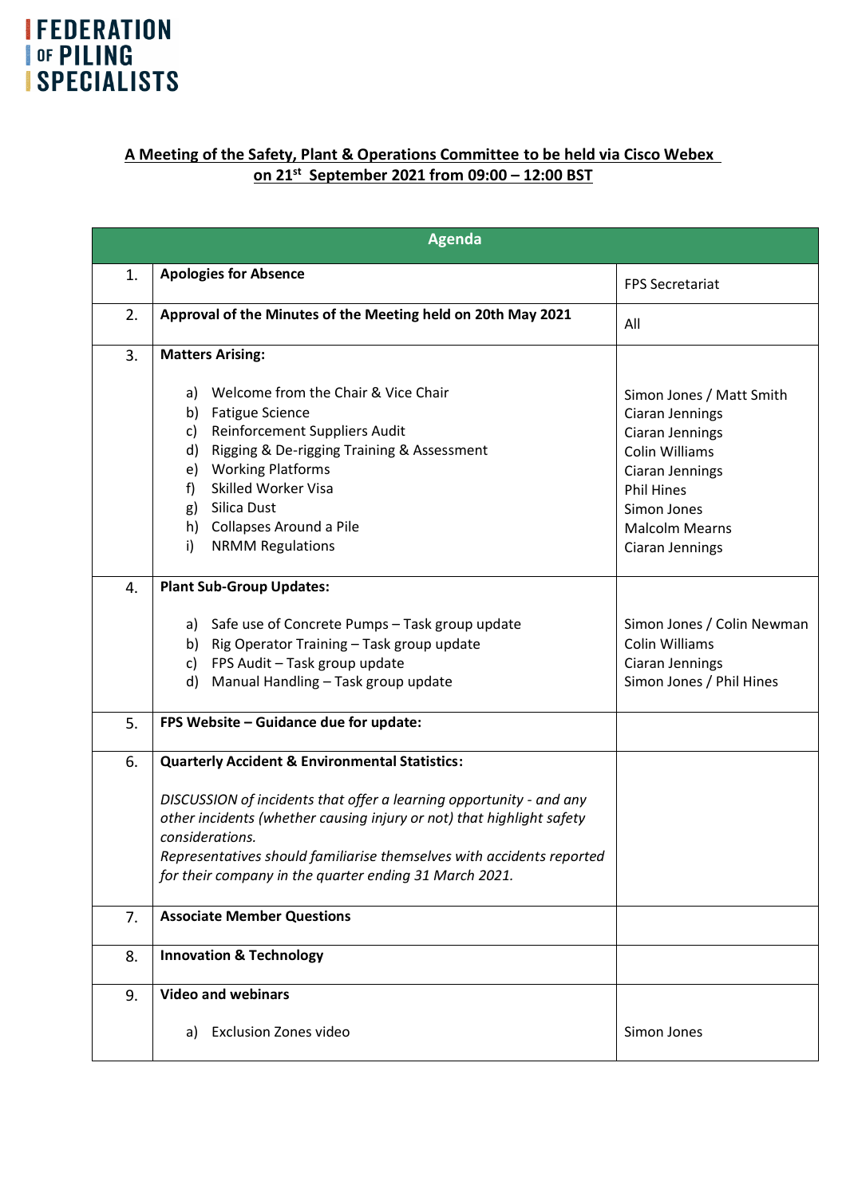FEDERATION OF PILING SPECIALISTS

## A Meeting of the Safety, Plant & Operations Committee to be held via Cisco Webex on 21st September 2021 from 09:00 – 12:00 BST

| Agenda | | |
|---|---|---|
| 1. | **Apologies for Absence** | FPS Secretariat |
| 2. | **Approval of the Minutes of the Meeting held on 20th May 2021** | All |
| 3. | **Matters Arising:**<br><br>a) Welcome from the Chair & Vice Chair<br>b) Fatigue Science<br>c) Reinforcement Suppliers Audit<br>d) Rigging & De-rigging Training & Assessment<br>e) Working Platforms<br>f) Skilled Worker Visa<br>g) Silica Dust<br>h) Collapses Around a Pile<br>i) NRMM Regulations | <br><br>Simon Jones / Matt Smith<br>Ciaran Jennings<br>Ciaran Jennings<br>Colin Williams<br>Ciaran Jennings<br>Phil Hines<br>Simon Jones<br>Malcolm Mearns<br>Ciaran Jennings |
| 4. | **Plant Sub-Group Updates:**<br><br>a) Safe use of Concrete Pumps – Task group update<br>b) Rig Operator Training – Task group update<br>c) FPS Audit – Task group update<br>d) Manual Handling – Task group update | <br><br>Simon Jones / Colin Newman<br>Colin Williams<br>Ciaran Jennings<br>Simon Jones / Phil Hines |
| 5. | **FPS Website – Guidance due for update:** | |
| 6. | **Quarterly Accident & Environmental Statistics:**<br><br>*DISCUSSION of incidents that offer a learning opportunity - and any other incidents (whether causing injury or not) that highlight safety considerations.*<br>*Representatives should familiarise themselves with accidents reported for their company in the quarter ending 31 March 2021.* | |
| 7. | **Associate Member Questions** | |
| 8. | **Innovation & Technology** | |
| 9. | **Video and webinars**<br><br>a) Exclusion Zones video | <br><br>Simon Jones |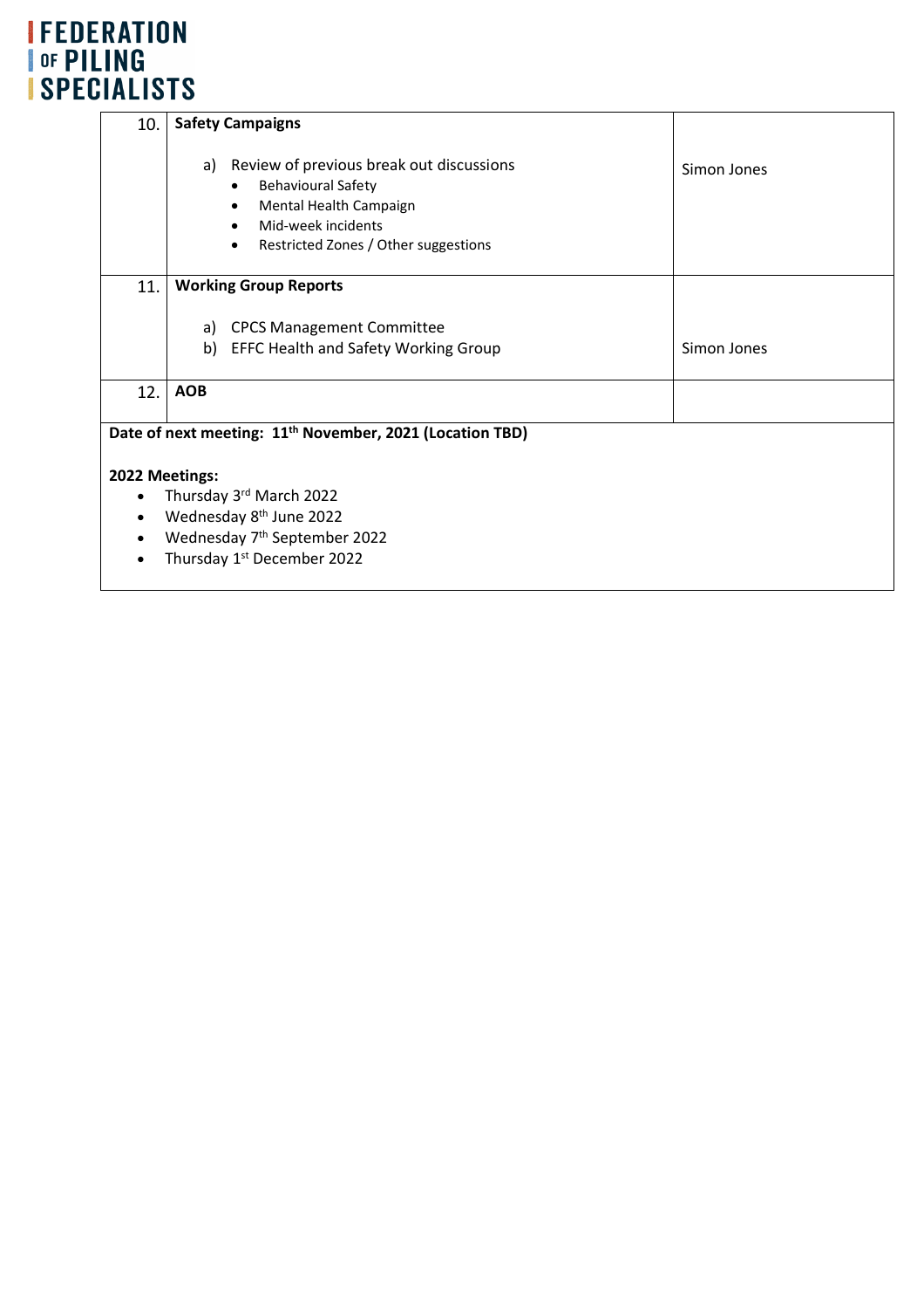| | | |
|---|---|---|
| 10. | **Safety Campaigns**<br><br>a) Review of previous break out discussions<br>• Behavioural Safety<br>• Mental Health Campaign<br>• Mid-week incidents<br>• Restricted Zones / Other suggestions | Simon Jones |
| 11. | **Working Group Reports**<br><br>a) CPCS Management Committee<br>b) EFFC Health and Safety Working Group | Simon Jones |
| 12. | **AOB** | |

**Date of next meeting: 11th November, 2021 (Location TBD)**

**2022 Meetings:**

- Thursday 3rd March 2022
- Wednesday 8th June 2022
- Wednesday 7th September 2022
- Thursday 1st December 2022